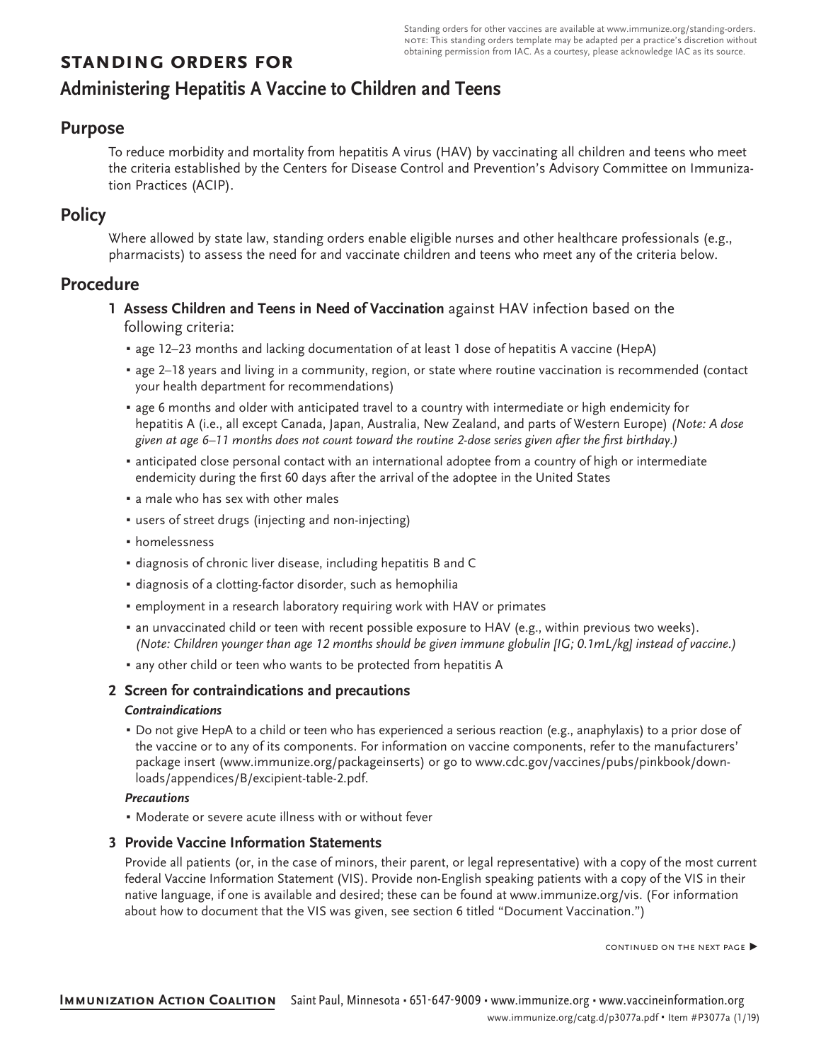Standing orders for other vaccines are available at www.immunize.org/standing-orders. NOTE: This standing orders template may be adapted per a practice's discretion without obtaining permission from IAC. As a courtesy, please acknowledge IAC as its source.

# STANDING ORDERS FOR

# Administering Hepatitis A Vaccine to Children and Teens

## Purpose

To reduce morbidity and mortality from hepatitis A virus (HAV) by vaccinating all children and teens who meet the criteria established by the Centers for Disease Control and Prevention's Advisory Committee on Immunization Practices (ACIP).

## Policy

Where allowed by state law, standing orders enable eligible nurses and other healthcare professionals (e.g., pharmacists) to assess the need for and vaccinate children and teens who meet any of the criteria below.

## Procedure

### 1 Assess Children and Teens in Need of Vaccination against HAV infection based on the following criteria:

- age 12–23 months and lacking documentation of at least 1 dose of hepatitis A vaccine (HepA)
- age 2–18 years and living in a community, region, or state where routine vaccination is recommended (contact your health department for recommendations)
- age 6 months and older with anticipated travel to a country with intermediate or high endemicity for hepatitis A (i.e., all except Canada, Japan, Australia, New Zealand, and parts of Western Europe) *(Note: A dose given at age 6–11 months does not count toward the routine 2-dose series given after the first birthday.)*
- anticipated close personal contact with an international adoptee from a country of high or intermediate endemicity during the first 60 days after the arrival of the adoptee in the United States
- a male who has sex with other males
- users of street drugs (injecting and non-injecting)
- homelessness
- diagnosis of chronic liver disease, including hepatitis B and C
- diagnosis of a clotting-factor disorder, such as hemophilia
- employment in a research laboratory requiring work with HAV or primates
- an unvaccinated child or teen with recent possible exposure to HAV (e.g., within previous two weeks). *(Note: Children younger than age 12 months should be given immune globulin [IG; 0.1mL/kg] instead of vaccine.)*
- any other child or teen who wants to be protected from hepatitis A

### 2 Screen for contraindications and precautions

***Contraindications***

- Do not give HepA to a child or teen who has experienced a serious reaction (e.g., anaphylaxis) to a prior dose of the vaccine or to any of its components. For information on vaccine components, refer to the manufacturers' package insert (www.immunize.org/packageinserts) or go to www.cdc.gov/vaccines/pubs/pinkbook/downloads/appendices/B/excipient-table-2.pdf.

***Precautions***

- Moderate or severe acute illness with or without fever

### 3 Provide Vaccine Information Statements

Provide all patients (or, in the case of minors, their parent, or legal representative) with a copy of the most current federal Vaccine Information Statement (VIS). Provide non-English speaking patients with a copy of the VIS in their native language, if one is available and desired; these can be found at www.immunize.org/vis. (For information about how to document that the VIS was given, see section 6 titled "Document Vaccination.")

CONTINUED ON THE NEXT PAGE ▶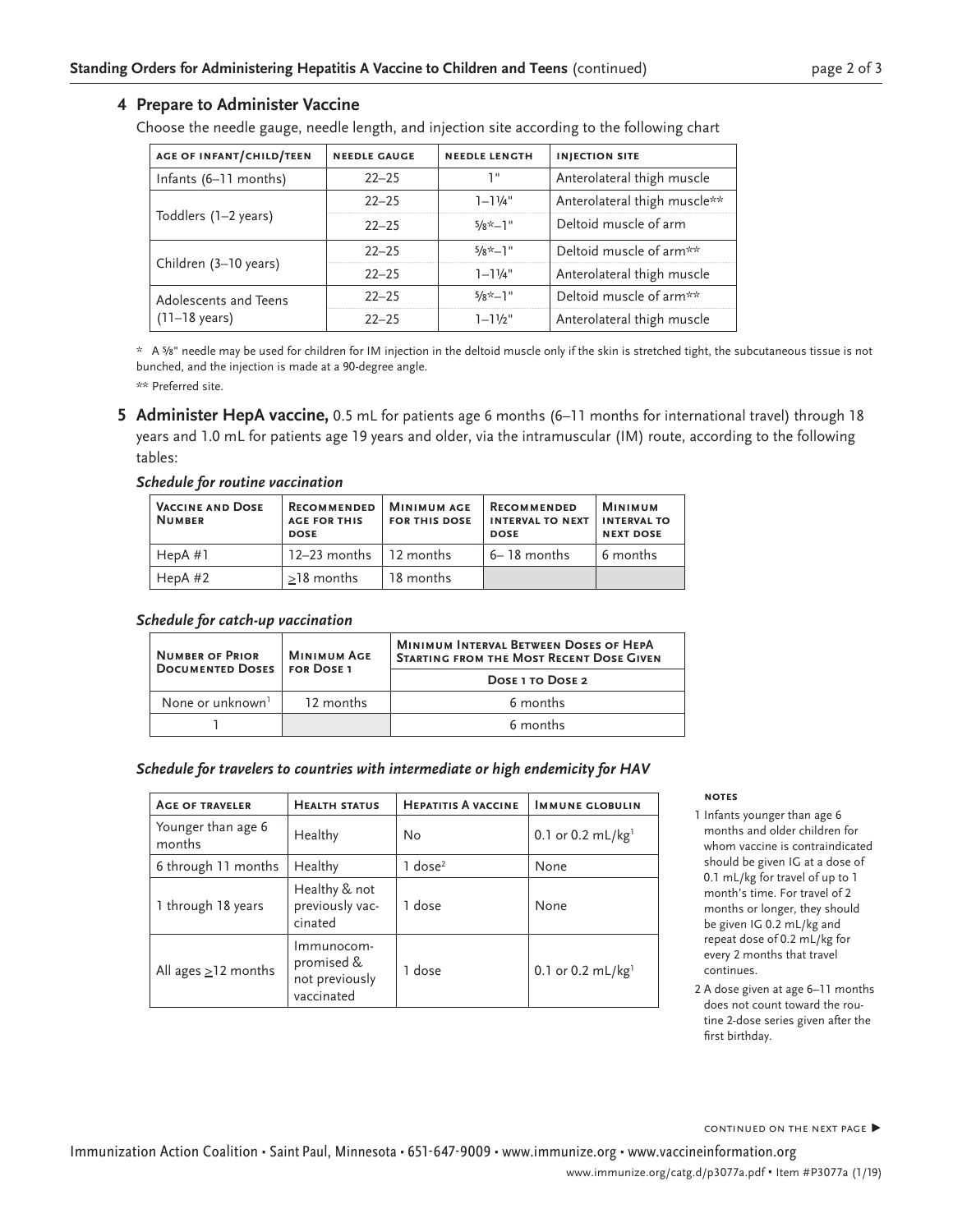## 4 Prepare to Administer Vaccine

Choose the needle gauge, needle length, and injection site according to the following chart

| AGE OF INFANT/CHILD/TEEN | NEEDLE GAUGE | NEEDLE LENGTH | INJECTION SITE |
|---|---|---|---|
| Infants (6–11 months) | 22–25 | 1" | Anterolateral thigh muscle |
| Toddlers (1–2 years) | 22–25 | 1–1¼" | Anterolateral thigh muscle** |
| | 22–25 | ⅝*–1" | Deltoid muscle of arm |
| Children (3–10 years) | 22–25 | ⅝*–1" | Deltoid muscle of arm** |
| | 22–25 | 1–1¼" | Anterolateral thigh muscle |
| Adolescents and Teens (11–18 years) | 22–25 | ⅝*–1" | Deltoid muscle of arm** |
| | 22–25 | 1–1½" | Anterolateral thigh muscle |

\* A ⅝" needle may be used for children for IM injection in the deltoid muscle only if the skin is stretched tight, the subcutaneous tissue is not bunched, and the injection is made at a 90-degree angle.

** Preferred site.

## 5 Administer HepA vaccine, 0.5 mL for patients age 6 months (6–11 months for international travel) through 18 years and 1.0 mL for patients age 19 years and older, via the intramuscular (IM) route, according to the following tables:

***Schedule for routine vaccination***

| Vaccine and Dose Number | Recommended age for this dose | Minimum age for this dose | Recommended interval to next dose | Minimum interval to next dose |
|---|---|---|---|---|
| HepA #1 | 12–23 months | 12 months | 6– 18 months | 6 months |
| HepA #2 | ≥18 months | 18 months | | |

***Schedule for catch-up vaccination***

| Number of Prior Documented Doses | Minimum Age for Dose 1 | Minimum Interval Between Doses of HepA Starting from the Most Recent Dose Given |
|---|---|---|
| | | Dose 1 to Dose 2 |
| None or unknown[1] | 12 months | 6 months |
| 1 | | 6 months |

***Schedule for travelers to countries with intermediate or high endemicity for HAV***

| Age of traveler | Health status | Hepatitis A vaccine | Immune globulin |
|---|---|---|---|
| Younger than age 6 months | Healthy | No | 0.1 or 0.2 mL/kg[1] |
| 6 through 11 months | Healthy | 1 dose[2] | None |
| 1 through 18 years | Healthy & not previously vaccinated | 1 dose | None |
| All ages ≥12 months | Immunocompromised & not previously vaccinated | 1 dose | 0.1 or 0.2 mL/kg[1] |

**NOTES**

1 Infants younger than age 6 months and older children for whom vaccine is contraindicated should be given IG at a dose of 0.1 mL/kg for travel of up to 1 month's time. For travel of 2 months or longer, they should be given IG 0.2 mL/kg and repeat dose of 0.2 mL/kg for every 2 months that travel continues.

2 A dose given at age 6–11 months does not count toward the routine 2-dose series given after the first birthday.

CONTINUED ON THE NEXT PAGE ▶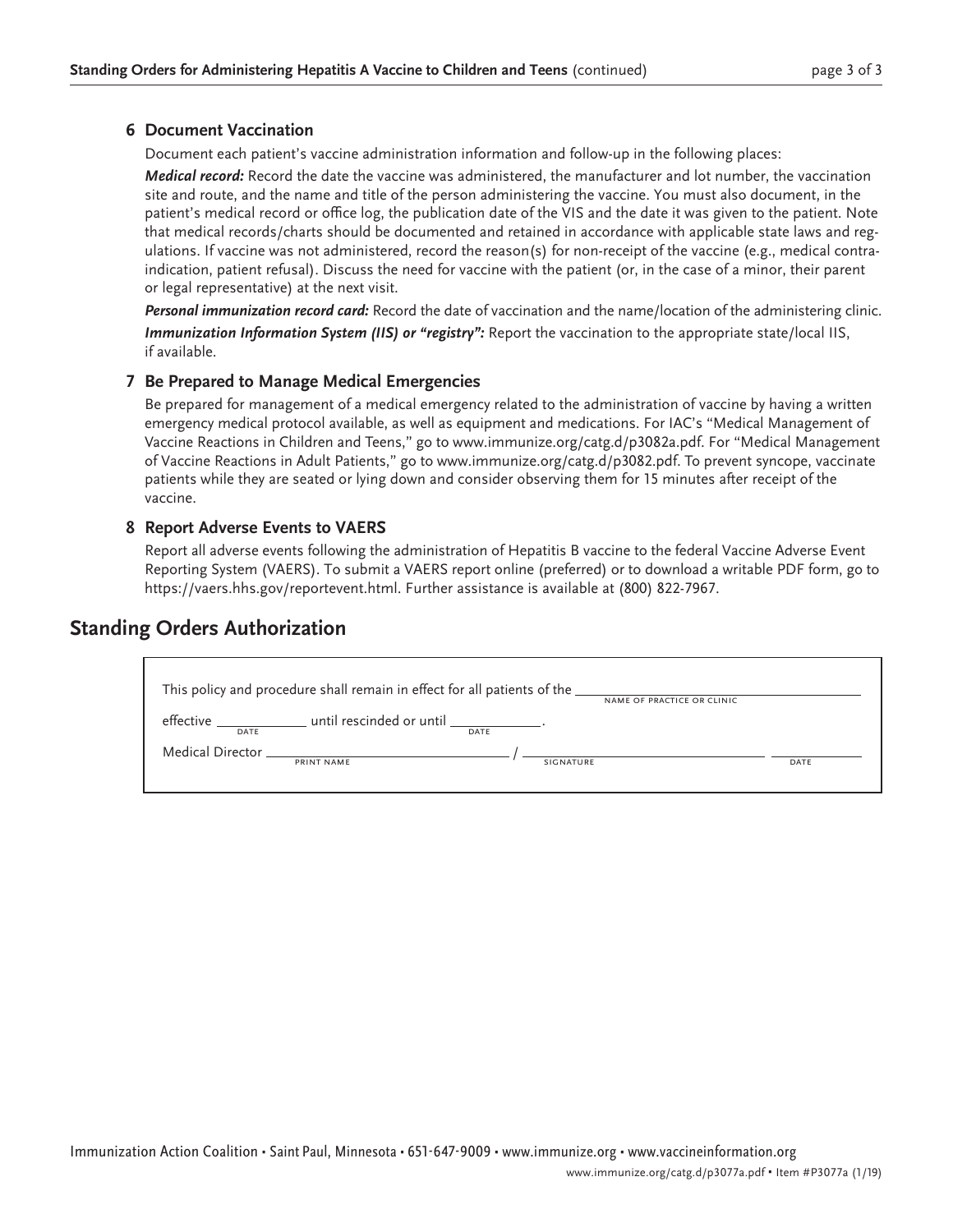### 6 Document Vaccination

Document each patient's vaccine administration information and follow-up in the following places:

***Medical record:*** Record the date the vaccine was administered, the manufacturer and lot number, the vaccination site and route, and the name and title of the person administering the vaccine. You must also document, in the patient's medical record or office log, the publication date of the VIS and the date it was given to the patient. Note that medical records/charts should be documented and retained in accordance with applicable state laws and regulations. If vaccine was not administered, record the reason(s) for non-receipt of the vaccine (e.g., medical contraindication, patient refusal). Discuss the need for vaccine with the patient (or, in the case of a minor, their parent or legal representative) at the next visit.

***Personal immunization record card:*** Record the date of vaccination and the name/location of the administering clinic.

***Immunization Information System (IIS) or "registry":*** Report the vaccination to the appropriate state/local IIS, if available.

### 7 Be Prepared to Manage Medical Emergencies

Be prepared for management of a medical emergency related to the administration of vaccine by having a written emergency medical protocol available, as well as equipment and medications. For IAC's "Medical Management of Vaccine Reactions in Children and Teens," go to www.immunize.org/catg.d/p3082a.pdf. For "Medical Management of Vaccine Reactions in Adult Patients," go to www.immunize.org/catg.d/p3082.pdf. To prevent syncope, vaccinate patients while they are seated or lying down and consider observing them for 15 minutes after receipt of the vaccine.

### 8 Report Adverse Events to VAERS

Report all adverse events following the administration of Hepatitis B vaccine to the federal Vaccine Adverse Event Reporting System (VAERS). To submit a VAERS report online (preferred) or to download a writable PDF form, go to https://vaers.hhs.gov/reportevent.html. Further assistance is available at (800) 822-7967.

## Standing Orders Authorization

This policy and procedure shall remain in effect for all patients of the ______________________ (NAME OF PRACTICE OR CLINIC)

effective __________ (DATE) until rescinded or until __________ (DATE).

Medical Director ______________________ (PRINT NAME) / ______________________ (SIGNATURE) __________ (DATE)

Immunization Action Coalition • Saint Paul, Minnesota • 651-647-9009 • www.immunize.org • www.vaccineinformation.org

www.immunize.org/catg.d/p3077a.pdf • Item #P3077a (1/19)